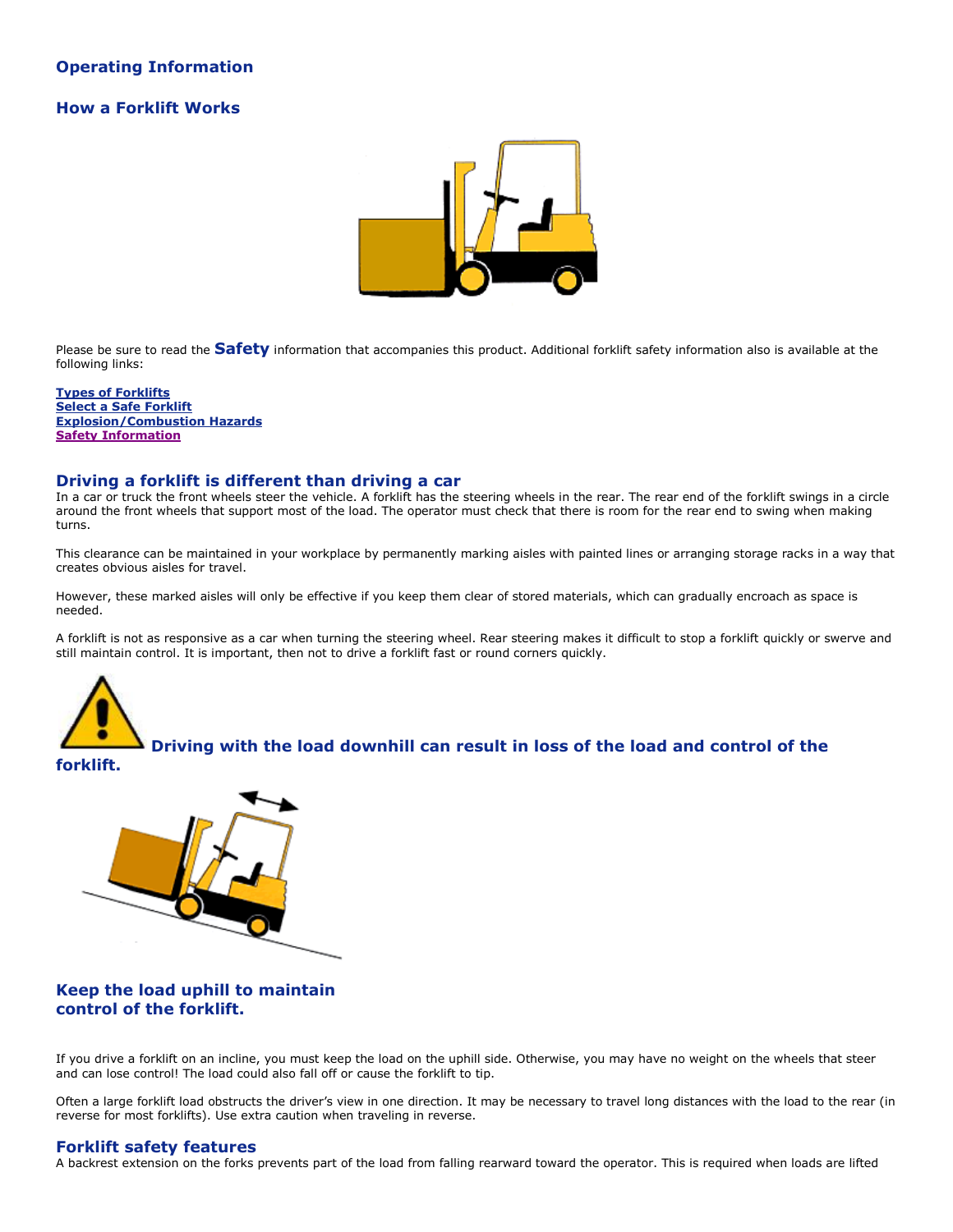## Operating Information

## How a Forklift Works

Please be sure to read the **Safety** information that accompanies this product. Additional forklift safety information also is available at the following links:

**Types of Forklifts**
**Select a Safe Forklift**
**Explosion/Combustion Hazards**
**Safety Information**

### Driving a forklift is different than driving a car

In a car or truck the front wheels steer the vehicle. A forklift has the steering wheels in the rear. The rear end of the forklift swings in a circle around the front wheels that support most of the load. The operator must check that there is room for the rear end to swing when making turns.

This clearance can be maintained in your workplace by permanently marking aisles with painted lines or arranging storage racks in a way that creates obvious aisles for travel.

However, these marked aisles will only be effective if you keep them clear of stored materials, which can gradually encroach as space is needed.

A forklift is not as responsive as a car when turning the steering wheel. Rear steering makes it difficult to stop a forklift quickly or swerve and still maintain control. It is important, then not to drive a forklift fast or round corners quickly.

### Driving with the load downhill can result in loss of the load and control of the forklift.

### Keep the load uphill to maintain control of the forklift.

If you drive a forklift on an incline, you must keep the load on the uphill side. Otherwise, you may have no weight on the wheels that steer and can lose control! The load could also fall off or cause the forklift to tip.

Often a large forklift load obstructs the driver's view in one direction. It may be necessary to travel long distances with the load to the rear (in reverse for most forklifts). Use extra caution when traveling in reverse.

### Forklift safety features

A backrest extension on the forks prevents part of the load from falling rearward toward the operator. This is required when loads are lifted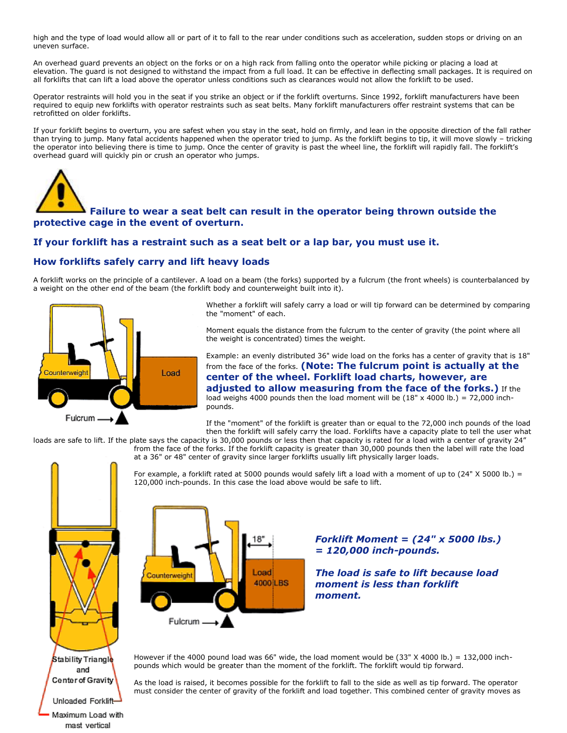high and the type of load would allow all or part of it to fall to the rear under conditions such as acceleration, sudden stops or driving on an uneven surface.

An overhead guard prevents an object on the forks or on a high rack from falling onto the operator while picking or placing a load at elevation. The guard is not designed to withstand the impact from a full load. It can be effective in deflecting small packages. It is required on all forklifts that can lift a load above the operator unless conditions such as clearances would not allow the forklift to be used.

Operator restraints will hold you in the seat if you strike an object or if the forklift overturns. Since 1992, forklift manufacturers have been required to equip new forklifts with operator restraints such as seat belts. Many forklift manufacturers offer restraint systems that can be retrofitted on older forklifts.

If your forklift begins to overturn, you are safest when you stay in the seat, hold on firmly, and lean in the opposite direction of the fall rather than trying to jump. Many fatal accidents happened when the operator tried to jump. As the forklift begins to tip, it will move slowly – tricking the operator into believing there is time to jump. Once the center of gravity is past the wheel line, the forklift will rapidly fall. The forklift's overhead guard will quickly pin or crush an operator who jumps.

**Failure to wear a seat belt can result in the operator being thrown outside the protective cage in the event of overturn.**

**If your forklift has a restraint such as a seat belt or a lap bar, you must use it.**

## How forklifts safely carry and lift heavy loads

A forklift works on the principle of a cantilever. A load on a beam (the forks) supported by a fulcrum (the front wheels) is counterbalanced by a weight on the other end of the beam (the forklift body and counterweight built into it).

Whether a forklift will safely carry a load or will tip forward can be determined by comparing the "moment" of each.

Moment equals the distance from the fulcrum to the center of gravity (the point where all the weight is concentrated) times the weight.

Example: an evenly distributed 36" wide load on the forks has a center of gravity that is 18" from the face of the forks. **(Note: The fulcrum point is actually at the center of the wheel. Forklift load charts, however, are adjusted to allow measuring from the face of the forks.)** If the load weighs 4000 pounds then the load moment will be (18" x 4000 lb.) = 72,000 inch-pounds.

If the "moment" of the forklift is greater than or equal to the 72,000 inch pounds of the load then the forklift will safely carry the load. Forklifts have a capacity plate to tell the user what loads are safe to lift. If the plate says the capacity is 30,000 pounds or less then that capacity is rated for a load with a center of gravity 24" from the face of the forks. If the forklift capacity is greater than 30,000 pounds then the label will rate the load at a 36" or 48" center of gravity since larger forklifts usually lift physically larger loads.

For example, a forklift rated at 5000 pounds would safely lift a load with a moment of up to (24" X 5000 lb.) = 120,000 inch-pounds. In this case the load above would be safe to lift.

***Forklift Moment = (24" x 5000 lbs.) = 120,000 inch-pounds.***

***The load is safe to lift because load moment is less than forklift moment.***

However if the 4000 pound load was 66" wide, the load moment would be (33" X 4000 lb.) = 132,000 inch-pounds which would be greater than the moment of the forklift. The forklift would tip forward.

As the load is raised, it becomes possible for the forklift to fall to the side as well as tip forward. The operator must consider the center of gravity of the forklift and load together. This combined center of gravity moves as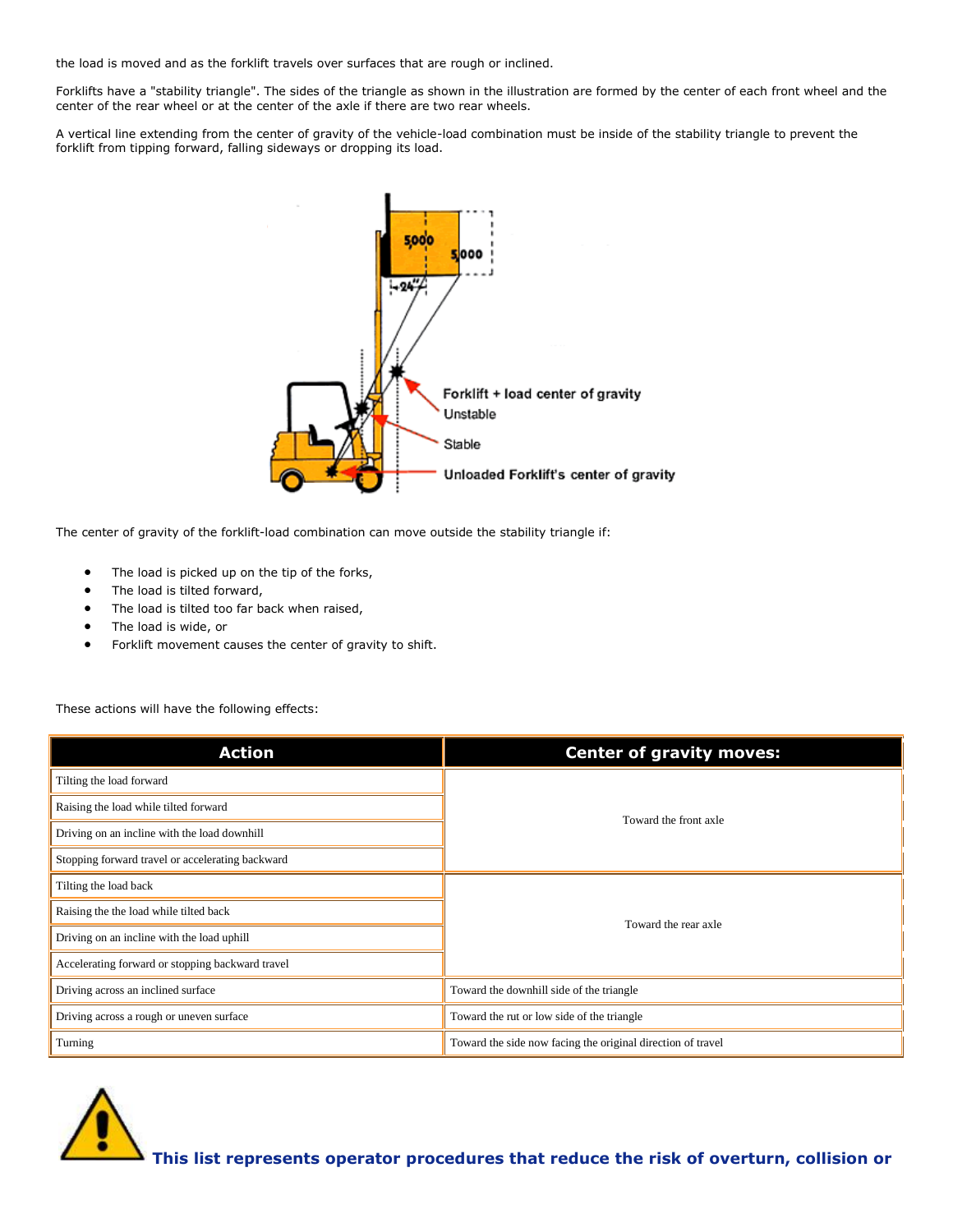the load is moved and as the forklift travels over surfaces that are rough or inclined.

Forklifts have a "stability triangle". The sides of the triangle as shown in the illustration are formed by the center of each front wheel and the center of the rear wheel or at the center of the axle if there are two rear wheels.

A vertical line extending from the center of gravity of the vehicle-load combination must be inside of the stability triangle to prevent the forklift from tipping forward, falling sideways or dropping its load.

The center of gravity of the forklift-load combination can move outside the stability triangle if:

- The load is picked up on the tip of the forks,
- The load is tilted forward,
- The load is tilted too far back when raised,
- The load is wide, or
- Forklift movement causes the center of gravity to shift.

These actions will have the following effects:

| Action | Center of gravity moves: |
|---|---|
| Tilting the load forward | Toward the front axle |
| Raising the load while tilted forward | Toward the front axle |
| Driving on an incline with the load downhill | Toward the front axle |
| Stopping forward travel or accelerating backward | Toward the front axle |
| Tilting the load back | Toward the rear axle |
| Raising the the load while tilted back | Toward the rear axle |
| Driving on an incline with the load uphill | Toward the rear axle |
| Accelerating forward or stopping backward travel | Toward the rear axle |
| Driving across an inclined surface | Toward the downhill side of the triangle |
| Driving across a rough or uneven surface | Toward the rut or low side of the triangle |
| Turning | Toward the side now facing the original direction of travel |

**This list represents operator procedures that reduce the risk of overturn, collision or**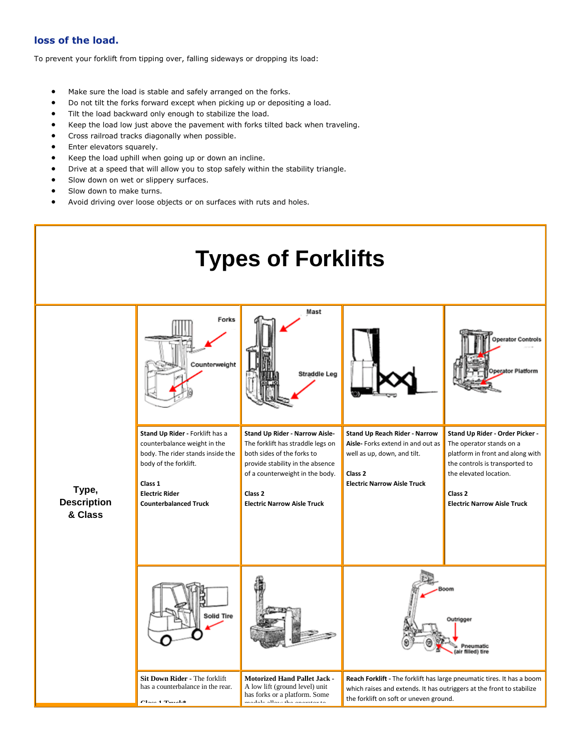## loss of the load.

To prevent your forklift from tipping over, falling sideways or dropping its load:

- Make sure the load is stable and safely arranged on the forks.
- Do not tilt the forks forward except when picking up or depositing a load.
- Tilt the load backward only enough to stabilize the load.
- Keep the load low just above the pavement with forks tilted back when traveling.
- Cross railroad tracks diagonally when possible.
- Enter elevators squarely.
- Keep the load uphill when going up or down an incline.
- Drive at a speed that will allow you to stop safely within the stability triangle.
- Slow down on wet or slippery surfaces.
- Slow down to make turns.
- Avoid driving over loose objects or on surfaces with ruts and holes.

# Types of Forklifts

| Type, Description & Class | | | | |
|---|---|---|---|---|
| | Forks / Counterweight | Mast / Straddle Leg | | Operator Controls / Operator Platform |
| | **Stand Up Rider -** Forklift has a counterbalance weight in the body. The rider stands inside the body of the forklift.<br><br>**Class 1**<br>**Electric Rider**<br>**Counterbalanced Truck** | **Stand Up Rider - Narrow Aisle-** The forklift has straddle legs on both sides of the forks to provide stability in the absence of a counterweight in the body.<br><br>**Class 2**<br>**Electric Narrow Aisle Truck** | **Stand Up Reach Rider - Narrow Aisle-** Forks extend in and out as well as up, down, and tilt.<br><br>**Class 2**<br>**Electric Narrow Aisle Truck** | **Stand Up Rider - Order Picker -** The operator stands on a platform in front and along with the controls is transported to the elevated location.<br><br>**Class 2**<br>**Electric Narrow Aisle Truck** |
| | Solid Tire | | Boom / Outrigger / Pneumatic (air filled) tire | |
| | **Sit Down Rider** - The forklift has a counterbalance in the rear.<br><br>Class 1 Truck* | **Motorized Hand Pallet Jack** - A low lift (ground level) unit has forks or a platform. Some models allow the operator to | **Reach Forklift -** The forklift has large pneumatic tires. It has a boom which raises and extends. It has outriggers at the front to stabilize the forklift on soft or uneven ground. | |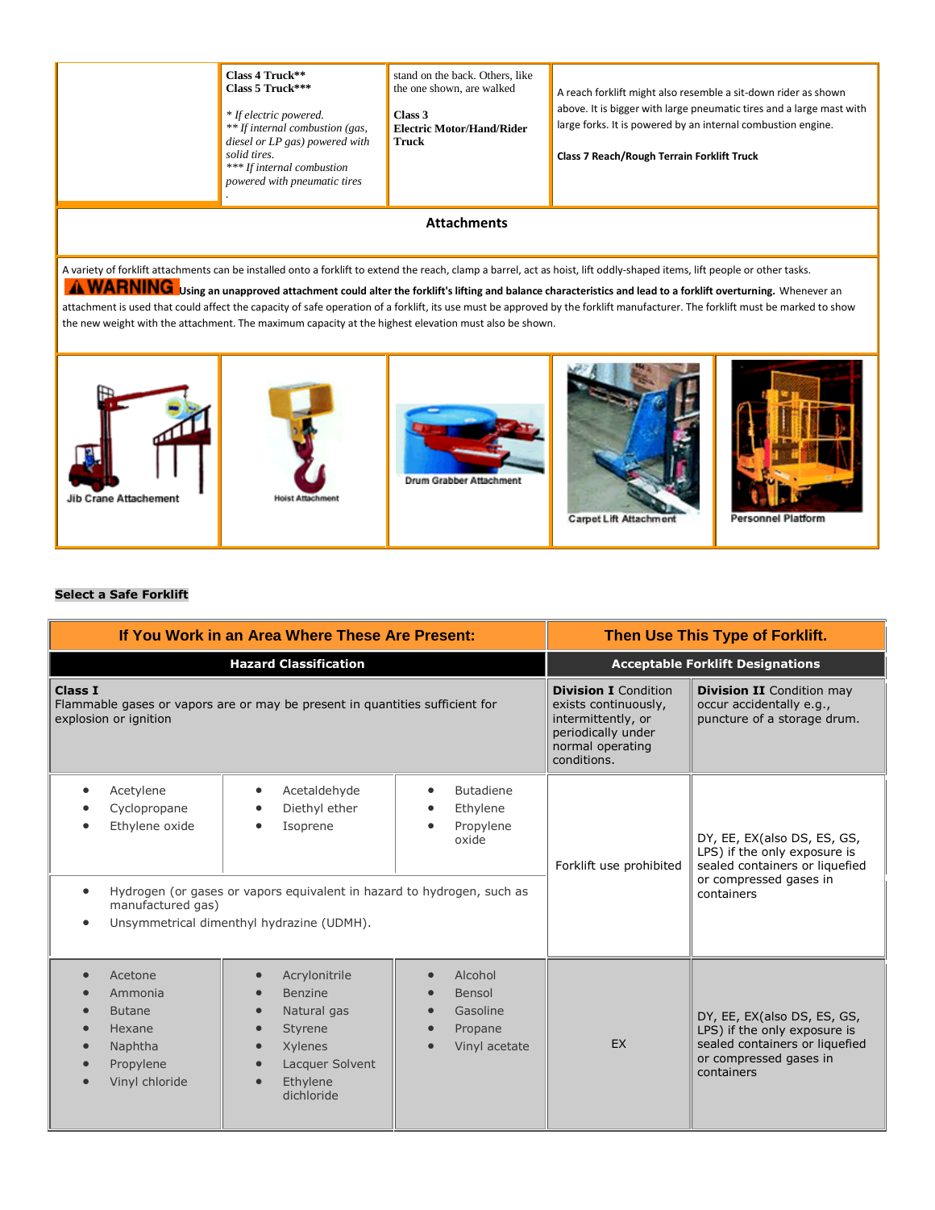| | Class 4 Truck**<br>Class 5 Truck***<br><br>* If electric powered.<br>** If internal combustion (gas, diesel or LP gas) powered with solid tires.<br>*** If internal combustion powered with pneumatic tires<br>. | stand on the back. Others, like the one shown, are walked<br><br>**Class 3**<br>**Electric Motor/Hand/Rider Truck** | A reach forklift might also resemble a sit-down rider as shown above. It is bigger with large pneumatic tires and a large mast with large forks. It is powered by an internal combustion engine.<br><br>**Class 7 Reach/Rough Terrain Forklift Truck** |
|---|---|---|---|

### Attachments

A variety of forklift attachments can be installed onto a forklift to extend the reach, clamp a barrel, act as hoist, lift oddly-shaped items, lift people or other tasks.

**WARNING** **Using an unapproved attachment could alter the forklift's lifting and balance characteristics and lead to a forklift overturning.** Whenever an attachment is used that could affect the capacity of safe operation of a forklift, its use must be approved by the forklift manufacturer. The forklift must be marked to show the new weight with the attachment. The maximum capacity at the highest elevation must also be shown.

| Jib Crane Attachement | Hoist Attachment | Drum Grabber Attachment | Carpet Lift Attachment | Personnel Platform |
|---|---|---|---|---|

**Select a Safe Forklift**

| If You Work in an Area Where These Are Present: | | | Then Use This Type of Forklift. | |
|---|---|---|---|---|
| **Hazard Classification** | | | **Acceptable Forklift Designations** | |
| **Class I**<br>Flammable gases or vapors are or may be present in quantities sufficient for explosion or ignition | | | **Division I** Condition exists continuously, intermittently, or periodically under normal operating conditions. | **Division II** Condition may occur accidentally e.g., puncture of a storage drum. |
| • Acetylene<br>• Cyclopropane<br>• Ethylene oxide | • Acetaldehyde<br>• Diethyl ether<br>• Isoprene | • Butadiene<br>• Ethylene<br>• Propylene oxide | Forklift use prohibited | DY, EE, EX(also DS, ES, GS, LPS) if the only exposure is sealed containers or liquefied or compressed gases in containers |
| • Hydrogen (or gases or vapors equivalent in hazard to hydrogen, such as manufactured gas)<br>• Unsymmetrical dimenthyl hydrazine (UDMH). | | | | |
| • Acetone<br>• Ammonia<br>• Butane<br>• Hexane<br>• Naphtha<br>• Propylene<br>• Vinyl chloride | • Acrylonitrile<br>• Benzine<br>• Natural gas<br>• Styrene<br>• Xylenes<br>• Lacquer Solvent<br>• Ethylene dichloride | • Alcohol<br>• Bensol<br>• Gasoline<br>• Propane<br>• Vinyl acetate | EX | DY, EE, EX(also DS, ES, GS, LPS) if the only exposure is sealed containers or liquefied or compressed gases in containers |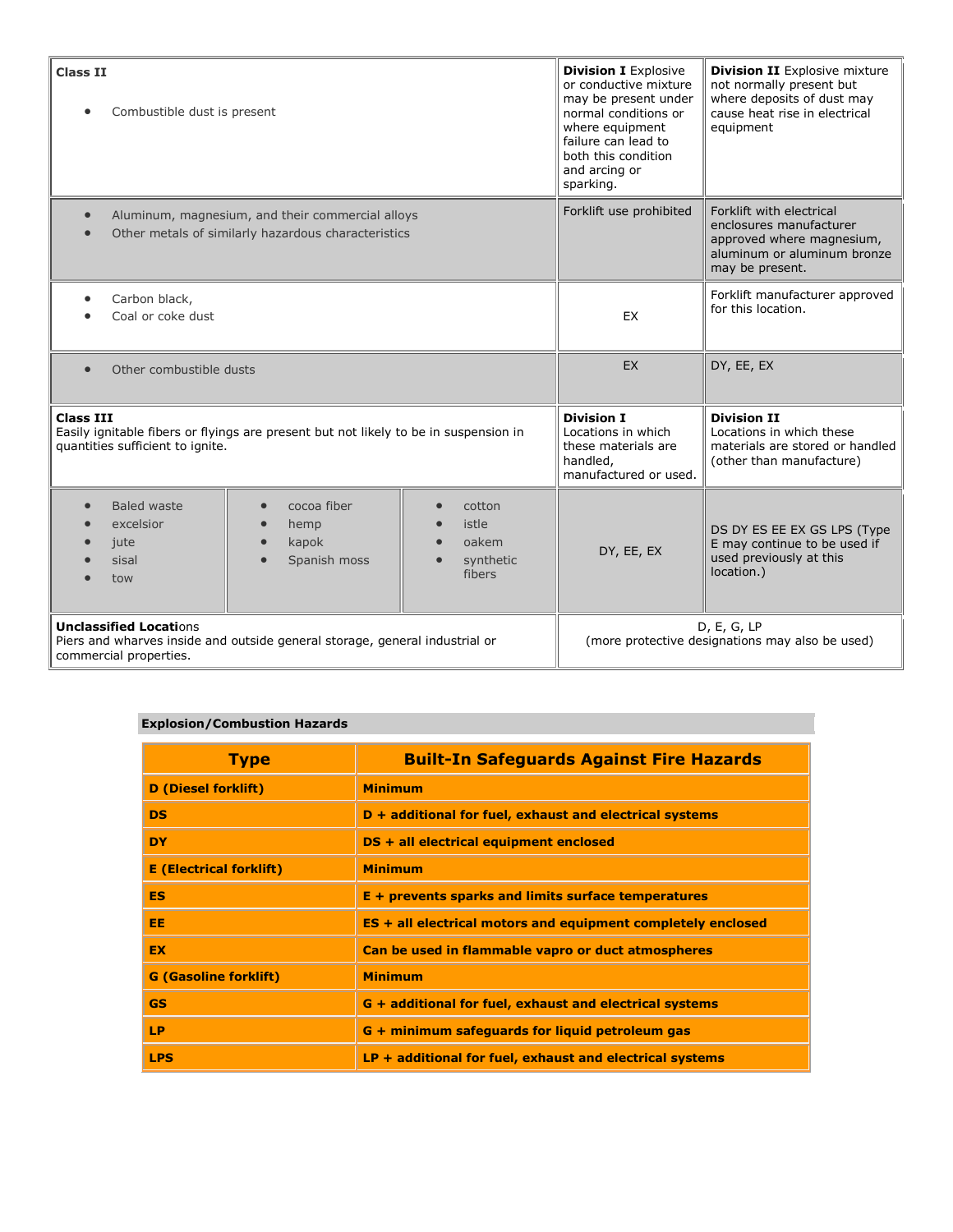| Class II<br>• Combustible dust is present | | | Division I Explosive or conductive mixture may be present under normal conditions or where equipment failure can lead to both this condition and arcing or sparking. | Division II Explosive mixture not normally present but where deposits of dust may cause heat rise in electrical equipment |
|---|---|---|---|---|
| • Aluminum, magnesium, and their commercial alloys<br>• Other metals of similarly hazardous characteristics | | | Forklift use prohibited | Forklift with electrical enclosures manufacturer approved where magnesium, aluminum or aluminum bronze may be present. |
| • Carbon black,<br>• Coal or coke dust | | | EX | Forklift manufacturer approved for this location. |
| • Other combustible dusts | | | EX | DY, EE, EX |
| **Class III**<br>Easily ignitable fibers or flyings are present but not likely to be in suspension in quantities sufficient to ignite. | | | **Division I**<br>Locations in which these materials are handled, manufactured or used. | **Division II**<br>Locations in which these materials are stored or handled (other than manufacture) |
| • Baled waste<br>• excelsior<br>• jute<br>• sisal<br>• tow | • cocoa fiber<br>• hemp<br>• kapok<br>• Spanish moss | • cotton<br>• istle<br>• oakem<br>• synthetic fibers | DY, EE, EX | DS DY ES EE EX GS LPS (Type E may continue to be used if used previously at this location.) |
| **Unclassified Locations**<br>Piers and wharves inside and outside general storage, general industrial or commercial properties. | | | D, E, G, LP<br>(more protective designations may also be used) | |

**Explosion/Combustion Hazards**

| Type | Built-In Safeguards Against Fire Hazards |
|---|---|
| **D (Diesel forklift)** | **Minimum** |
| **DS** | **D + additional for fuel, exhaust and electrical systems** |
| **DY** | **DS + all electrical equipment enclosed** |
| **E (Electrical forklift)** | **Minimum** |
| **ES** | **E + prevents sparks and limits surface temperatures** |
| **EE** | **ES + all electrical motors and equipment completely enclosed** |
| **EX** | **Can be used in flammable vapro or duct atmospheres** |
| **G (Gasoline forklift)** | **Minimum** |
| **GS** | **G + additional for fuel, exhaust and electrical systems** |
| **LP** | **G + minimum safeguards for liquid petroleum gas** |
| **LPS** | **LP + additional for fuel, exhaust and electrical systems** |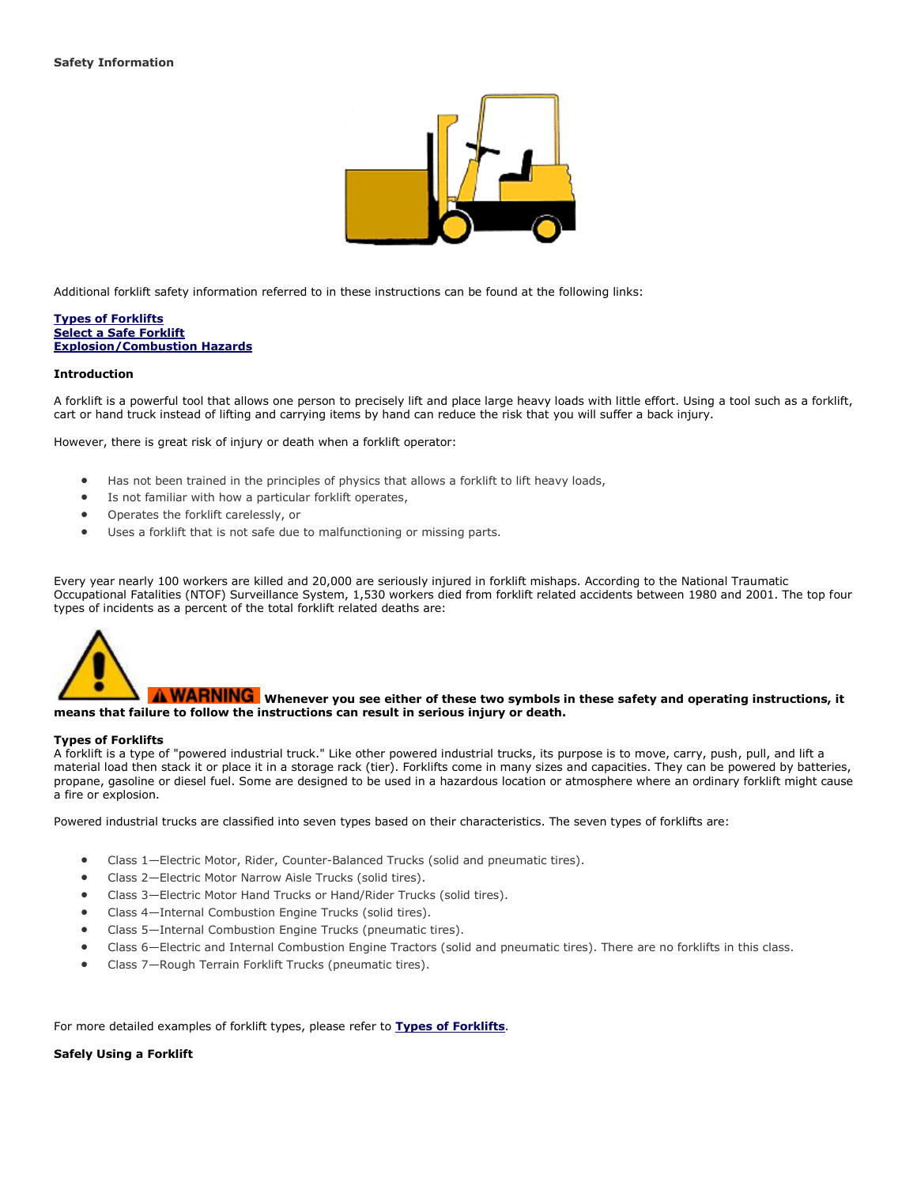**Safety Information**

Additional forklift safety information referred to in these instructions can be found at the following links:

**Types of Forklifts**
**Select a Safe Forklift**
**Explosion/Combustion Hazards**

**Introduction**

A forklift is a powerful tool that allows one person to precisely lift and place large heavy loads with little effort. Using a tool such as a forklift, cart or hand truck instead of lifting and carrying items by hand can reduce the risk that you will suffer a back injury.

However, there is great risk of injury or death when a forklift operator:

- Has not been trained in the principles of physics that allows a forklift to lift heavy loads,
- Is not familiar with how a particular forklift operates,
- Operates the forklift carelessly, or
- Uses a forklift that is not safe due to malfunctioning or missing parts.

Every year nearly 100 workers are killed and 20,000 are seriously injured in forklift mishaps. According to the National Traumatic Occupational Fatalities (NTOF) Surveillance System, 1,530 workers died from forklift related accidents between 1980 and 2001. The top four types of incidents as a percent of the total forklift related deaths are:

**WARNING** **Whenever you see either of these two symbols in these safety and operating instructions, it means that failure to follow the instructions can result in serious injury or death.**

**Types of Forklifts**

A forklift is a type of "powered industrial truck." Like other powered industrial trucks, its purpose is to move, carry, push, pull, and lift a material load then stack it or place it in a storage rack (tier). Forklifts come in many sizes and capacities. They can be powered by batteries, propane, gasoline or diesel fuel. Some are designed to be used in a hazardous location or atmosphere where an ordinary forklift might cause a fire or explosion.

Powered industrial trucks are classified into seven types based on their characteristics. The seven types of forklifts are:

- Class 1—Electric Motor, Rider, Counter-Balanced Trucks (solid and pneumatic tires).
- Class 2—Electric Motor Narrow Aisle Trucks (solid tires).
- Class 3—Electric Motor Hand Trucks or Hand/Rider Trucks (solid tires).
- Class 4—Internal Combustion Engine Trucks (solid tires).
- Class 5—Internal Combustion Engine Trucks (pneumatic tires).
- Class 6—Electric and Internal Combustion Engine Tractors (solid and pneumatic tires). There are no forklifts in this class.
- Class 7—Rough Terrain Forklift Trucks (pneumatic tires).

For more detailed examples of forklift types, please refer to **Types of Forklifts**.

**Safely Using a Forklift**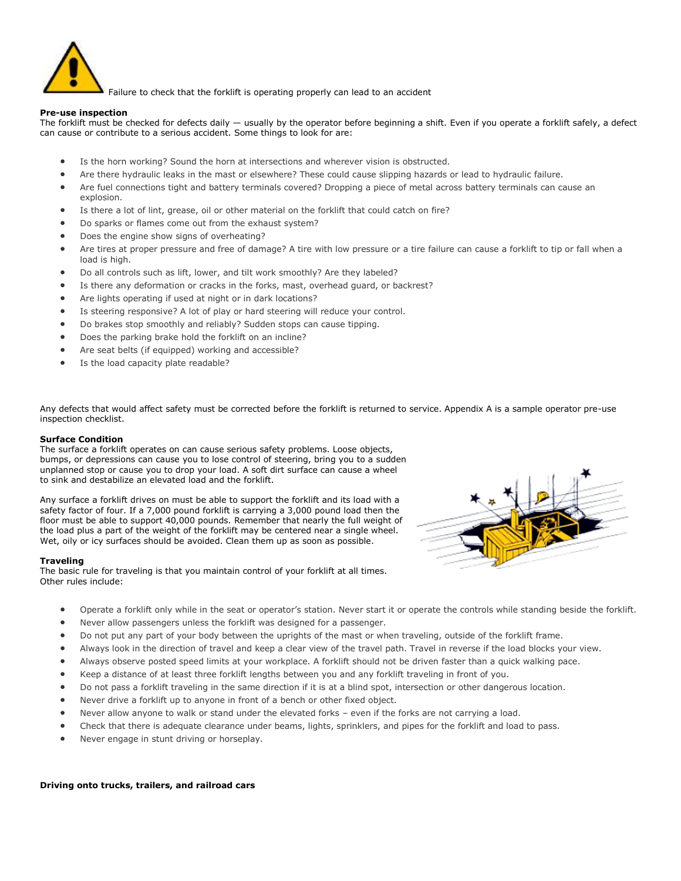Failure to check that the forklift is operating properly can lead to an accident

**Pre-use inspection**

The forklift must be checked for defects daily — usually by the operator before beginning a shift. Even if you operate a forklift safely, a defect can cause or contribute to a serious accident. Some things to look for are:

- Is the horn working? Sound the horn at intersections and wherever vision is obstructed.
- Are there hydraulic leaks in the mast or elsewhere? These could cause slipping hazards or lead to hydraulic failure.
- Are fuel connections tight and battery terminals covered? Dropping a piece of metal across battery terminals can cause an explosion.
- Is there a lot of lint, grease, oil or other material on the forklift that could catch on fire?
- Do sparks or flames come out from the exhaust system?
- Does the engine show signs of overheating?
- Are tires at proper pressure and free of damage? A tire with low pressure or a tire failure can cause a forklift to tip or fall when a load is high.
- Do all controls such as lift, lower, and tilt work smoothly? Are they labeled?
- Is there any deformation or cracks in the forks, mast, overhead guard, or backrest?
- Are lights operating if used at night or in dark locations?
- Is steering responsive? A lot of play or hard steering will reduce your control.
- Do brakes stop smoothly and reliably? Sudden stops can cause tipping.
- Does the parking brake hold the forklift on an incline?
- Are seat belts (if equipped) working and accessible?
- Is the load capacity plate readable?

Any defects that would affect safety must be corrected before the forklift is returned to service. Appendix A is a sample operator pre-use inspection checklist.

**Surface Condition**

The surface a forklift operates on can cause serious safety problems. Loose objects, bumps, or depressions can cause you to lose control of steering, bring you to a sudden unplanned stop or cause you to drop your load. A soft dirt surface can cause a wheel to sink and destabilize an elevated load and the forklift.

Any surface a forklift drives on must be able to support the forklift and its load with a safety factor of four. If a 7,000 pound forklift is carrying a 3,000 pound load then the floor must be able to support 40,000 pounds. Remember that nearly the full weight of the load plus a part of the weight of the forklift may be centered near a single wheel. Wet, oily or icy surfaces should be avoided. Clean them up as soon as possible.

**Traveling**

The basic rule for traveling is that you maintain control of your forklift at all times. Other rules include:

- Operate a forklift only while in the seat or operator's station. Never start it or operate the controls while standing beside the forklift.
- Never allow passengers unless the forklift was designed for a passenger.
- Do not put any part of your body between the uprights of the mast or when traveling, outside of the forklift frame.
- Always look in the direction of travel and keep a clear view of the travel path. Travel in reverse if the load blocks your view.
- Always observe posted speed limits at your workplace. A forklift should not be driven faster than a quick walking pace.
- Keep a distance of at least three forklift lengths between you and any forklift traveling in front of you.
- Do not pass a forklift traveling in the same direction if it is at a blind spot, intersection or other dangerous location.
- Never drive a forklift up to anyone in front of a bench or other fixed object.
- Never allow anyone to walk or stand under the elevated forks – even if the forks are not carrying a load.
- Check that there is adequate clearance under beams, lights, sprinklers, and pipes for the forklift and load to pass.
- Never engage in stunt driving or horseplay.

**Driving onto trucks, trailers, and railroad cars**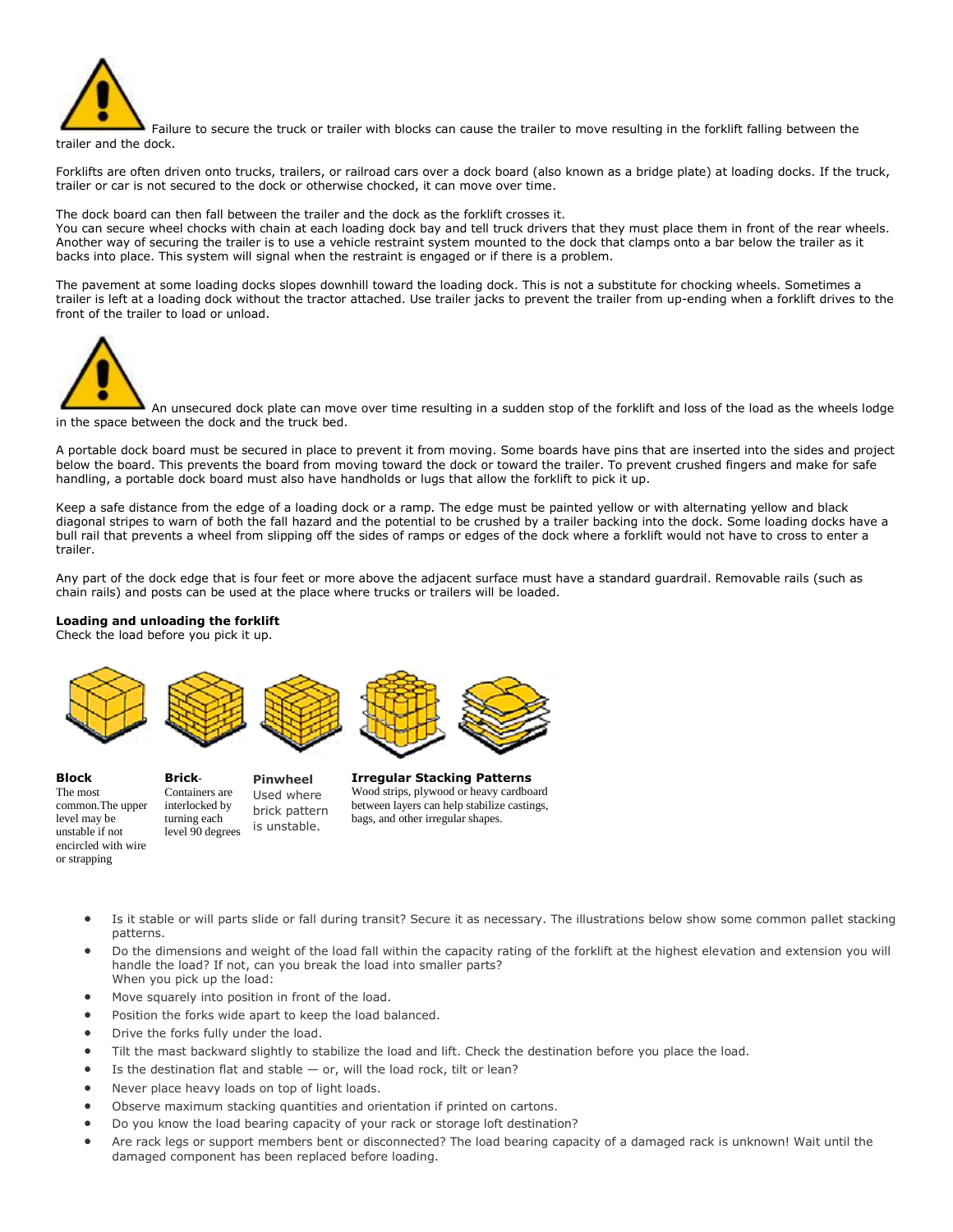Failure to secure the truck or trailer with blocks can cause the trailer to move resulting in the forklift falling between the trailer and the dock.

Forklifts are often driven onto trucks, trailers, or railroad cars over a dock board (also known as a bridge plate) at loading docks. If the truck, trailer or car is not secured to the dock or otherwise chocked, it can move over time.

The dock board can then fall between the trailer and the dock as the forklift crosses it.
You can secure wheel chocks with chain at each loading dock bay and tell truck drivers that they must place them in front of the rear wheels. Another way of securing the trailer is to use a vehicle restraint system mounted to the dock that clamps onto a bar below the trailer as it backs into place. This system will signal when the restraint is engaged or if there is a problem.

The pavement at some loading docks slopes downhill toward the loading dock. This is not a substitute for chocking wheels. Sometimes a trailer is left at a loading dock without the tractor attached. Use trailer jacks to prevent the trailer from up-ending when a forklift drives to the front of the trailer to load or unload.

An unsecured dock plate can move over time resulting in a sudden stop of the forklift and loss of the load as the wheels lodge in the space between the dock and the truck bed.

A portable dock board must be secured in place to prevent it from moving. Some boards have pins that are inserted into the sides and project below the board. This prevents the board from moving toward the dock or toward the trailer. To prevent crushed fingers and make for safe handling, a portable dock board must also have handholds or lugs that allow the forklift to pick it up.

Keep a safe distance from the edge of a loading dock or a ramp. The edge must be painted yellow or with alternating yellow and black diagonal stripes to warn of both the fall hazard and the potential to be crushed by a trailer backing into the dock. Some loading docks have a bull rail that prevents a wheel from slipping off the sides of ramps or edges of the dock where a forklift would not have to cross to enter a trailer.

Any part of the dock edge that is four feet or more above the adjacent surface must have a standard guardrail. Removable rails (such as chain rails) and posts can be used at the place where trucks or trailers will be loaded.

**Loading and unloading the forklift**
Check the load before you pick it up.

**Block**
The most common.The upper level may be unstable if not encircled with wire or strapping

**Brick**-
Containers are interlocked by turning each level 90 degrees

**Pinwheel**
Used where brick pattern is unstable.

**Irregular Stacking Patterns**
Wood strips, plywood or heavy cardboard between layers can help stabilize castings, bags, and other irregular shapes.

- Is it stable or will parts slide or fall during transit? Secure it as necessary. The illustrations below show some common pallet stacking patterns.
- Do the dimensions and weight of the load fall within the capacity rating of the forklift at the highest elevation and extension you will handle the load? If not, can you break the load into smaller parts?
  When you pick up the load:
- Move squarely into position in front of the load.
- Position the forks wide apart to keep the load balanced.
- Drive the forks fully under the load.
- Tilt the mast backward slightly to stabilize the load and lift. Check the destination before you place the load.
- Is the destination flat and stable — or, will the load rock, tilt or lean?
- Never place heavy loads on top of light loads.
- Observe maximum stacking quantities and orientation if printed on cartons.
- Do you know the load bearing capacity of your rack or storage loft destination?
- Are rack legs or support members bent or disconnected? The load bearing capacity of a damaged rack is unknown! Wait until the damaged component has been replaced before loading.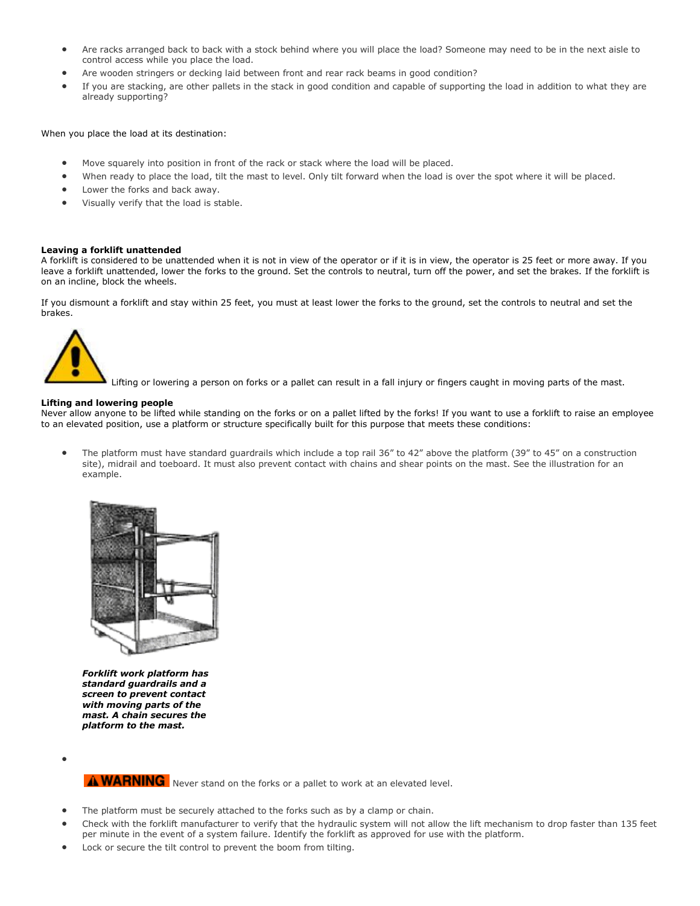- Are racks arranged back to back with a stock behind where you will place the load? Someone may need to be in the next aisle to control access while you place the load.
- Are wooden stringers or decking laid between front and rear rack beams in good condition?
- If you are stacking, are other pallets in the stack in good condition and capable of supporting the load in addition to what they are already supporting?

When you place the load at its destination:

- Move squarely into position in front of the rack or stack where the load will be placed.
- When ready to place the load, tilt the mast to level. Only tilt forward when the load is over the spot where it will be placed.
- Lower the forks and back away.
- Visually verify that the load is stable.

**Leaving a forklift unattended**
A forklift is considered to be unattended when it is not in view of the operator or if it is in view, the operator is 25 feet or more away. If you leave a forklift unattended, lower the forks to the ground. Set the controls to neutral, turn off the power, and set the brakes. If the forklift is on an incline, block the wheels.

If you dismount a forklift and stay within 25 feet, you must at least lower the forks to the ground, set the controls to neutral and set the brakes.

Lifting or lowering a person on forks or a pallet can result in a fall injury or fingers caught in moving parts of the mast.

**Lifting and lowering people**
Never allow anyone to be lifted while standing on the forks or on a pallet lifted by the forks! If you want to use a forklift to raise an employee to an elevated position, use a platform or structure specifically built for this purpose that meets these conditions:

- The platform must have standard guardrails which include a top rail 36” to 42” above the platform (39” to 45” on a construction site), midrail and toeboard. It must also prevent contact with chains and shear points on the mast. See the illustration for an example.

  ***Forklift work platform has standard guardrails and a screen to prevent contact with moving parts of the mast. A chain secures the platform to the mast.***

- **WARNING** Never stand on the forks or a pallet to work at an elevated level.
- The platform must be securely attached to the forks such as by a clamp or chain.
- Check with the forklift manufacturer to verify that the hydraulic system will not allow the lift mechanism to drop faster than 135 feet per minute in the event of a system failure. Identify the forklift as approved for use with the platform.
- Lock or secure the tilt control to prevent the boom from tilting.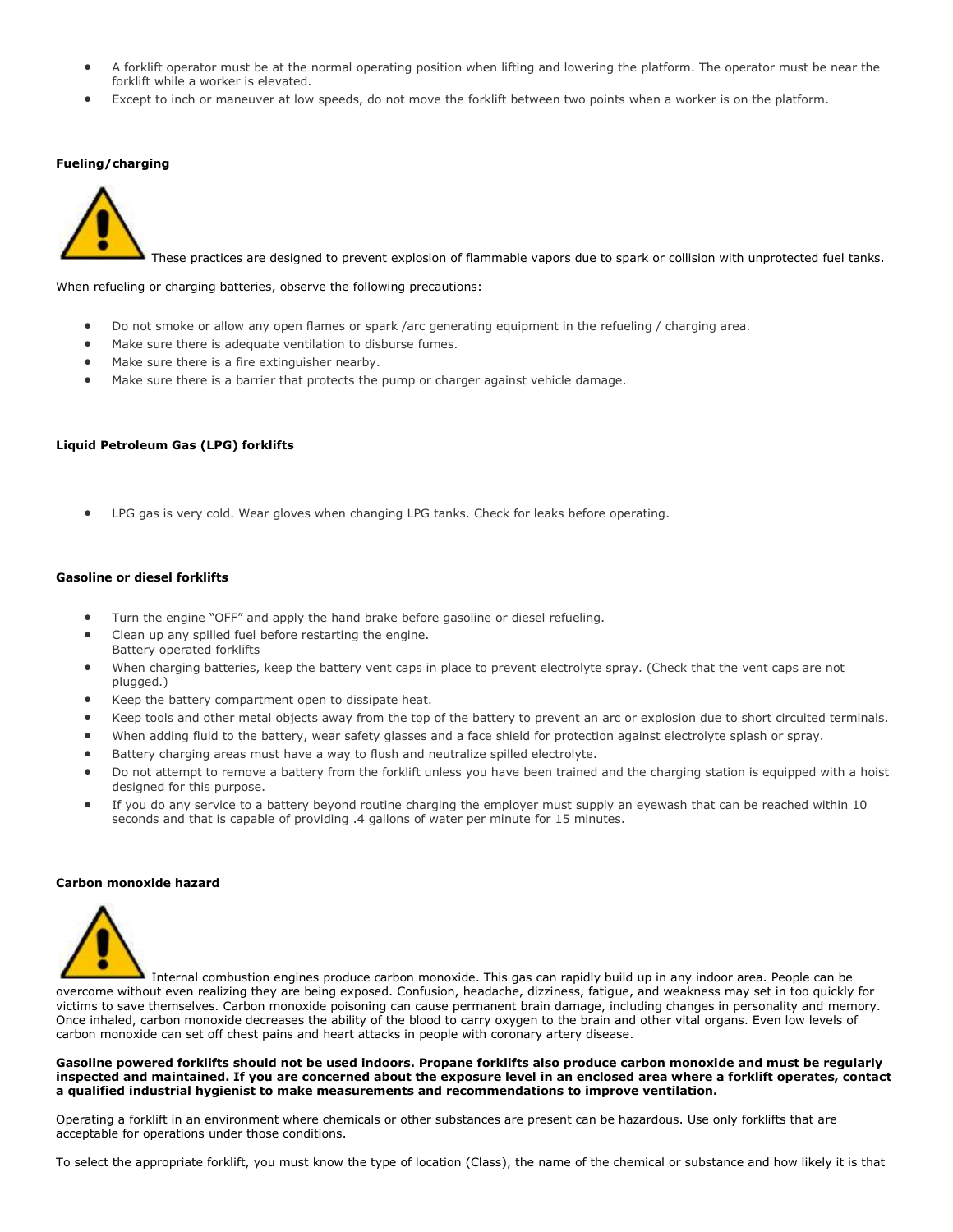- A forklift operator must be at the normal operating position when lifting and lowering the platform. The operator must be near the forklift while a worker is elevated.
- Except to inch or maneuver at low speeds, do not move the forklift between two points when a worker is on the platform.

**Fueling/charging**

These practices are designed to prevent explosion of flammable vapors due to spark or collision with unprotected fuel tanks.

When refueling or charging batteries, observe the following precautions:

- Do not smoke or allow any open flames or spark /arc generating equipment in the refueling / charging area.
- Make sure there is adequate ventilation to disburse fumes.
- Make sure there is a fire extinguisher nearby.
- Make sure there is a barrier that protects the pump or charger against vehicle damage.

**Liquid Petroleum Gas (LPG) forklifts**

- LPG gas is very cold. Wear gloves when changing LPG tanks. Check for leaks before operating.

**Gasoline or diesel forklifts**

- Turn the engine "OFF" and apply the hand brake before gasoline or diesel refueling.
- Clean up any spilled fuel before restarting the engine.
  Battery operated forklifts
- When charging batteries, keep the battery vent caps in place to prevent electrolyte spray. (Check that the vent caps are not plugged.)
- Keep the battery compartment open to dissipate heat.
- Keep tools and other metal objects away from the top of the battery to prevent an arc or explosion due to short circuited terminals.
- When adding fluid to the battery, wear safety glasses and a face shield for protection against electrolyte splash or spray.
- Battery charging areas must have a way to flush and neutralize spilled electrolyte.
- Do not attempt to remove a battery from the forklift unless you have been trained and the charging station is equipped with a hoist designed for this purpose.
- If you do any service to a battery beyond routine charging the employer must supply an eyewash that can be reached within 10 seconds and that is capable of providing .4 gallons of water per minute for 15 minutes.

**Carbon monoxide hazard**

Internal combustion engines produce carbon monoxide. This gas can rapidly build up in any indoor area. People can be overcome without even realizing they are being exposed. Confusion, headache, dizziness, fatigue, and weakness may set in too quickly for victims to save themselves. Carbon monoxide poisoning can cause permanent brain damage, including changes in personality and memory. Once inhaled, carbon monoxide decreases the ability of the blood to carry oxygen to the brain and other vital organs. Even low levels of carbon monoxide can set off chest pains and heart attacks in people with coronary artery disease.

**Gasoline powered forklifts should not be used indoors. Propane forklifts also produce carbon monoxide and must be regularly inspected and maintained. If you are concerned about the exposure level in an enclosed area where a forklift operates, contact a qualified industrial hygienist to make measurements and recommendations to improve ventilation.**

Operating a forklift in an environment where chemicals or other substances are present can be hazardous. Use only forklifts that are acceptable for operations under those conditions.

To select the appropriate forklift, you must know the type of location (Class), the name of the chemical or substance and how likely it is that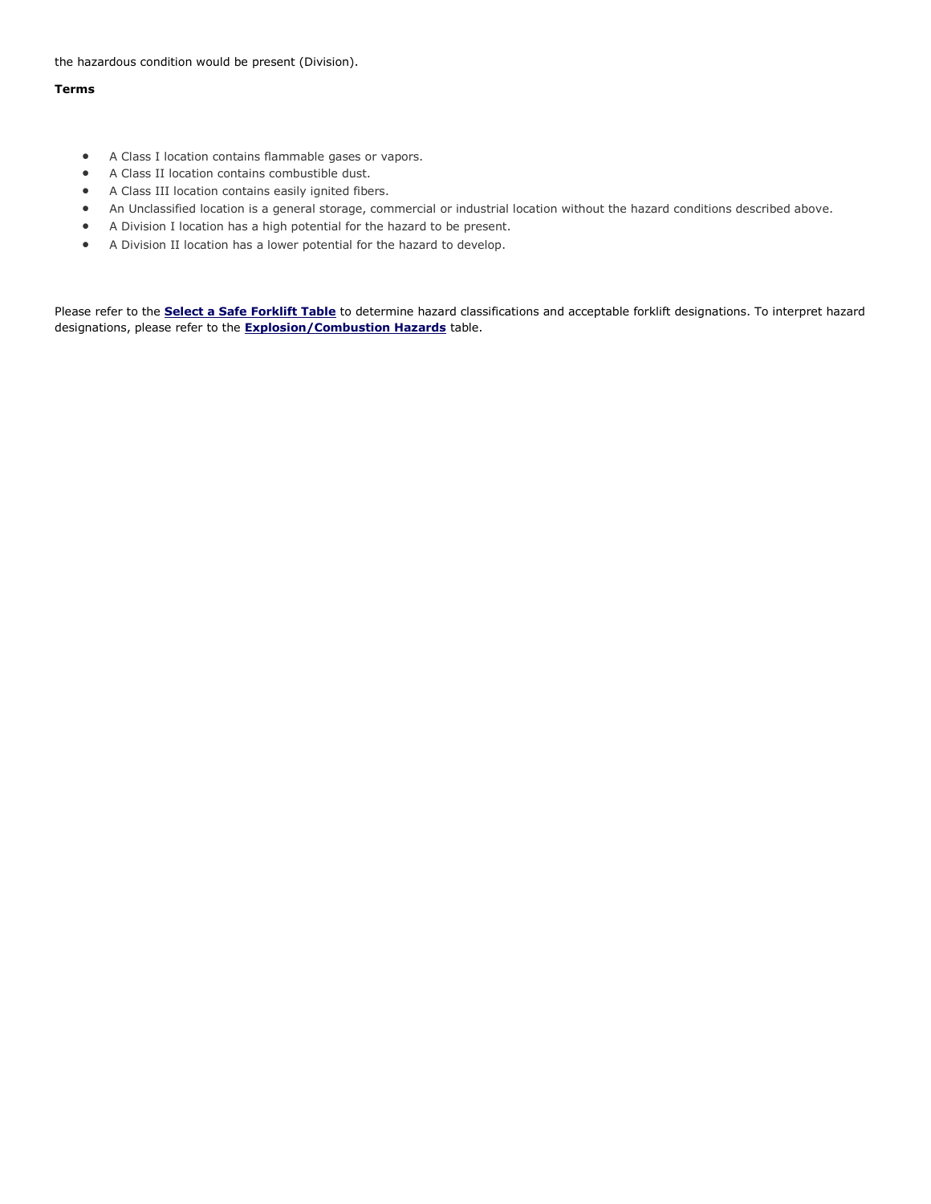the hazardous condition would be present (Division).

**Terms**

- A Class I location contains flammable gases or vapors.
- A Class II location contains combustible dust.
- A Class III location contains easily ignited fibers.
- An Unclassified location is a general storage, commercial or industrial location without the hazard conditions described above.
- A Division I location has a high potential for the hazard to be present.
- A Division II location has a lower potential for the hazard to develop.

Please refer to the **Select a Safe Forklift Table** to determine hazard classifications and acceptable forklift designations. To interpret hazard designations, please refer to the **Explosion/Combustion Hazards** table.